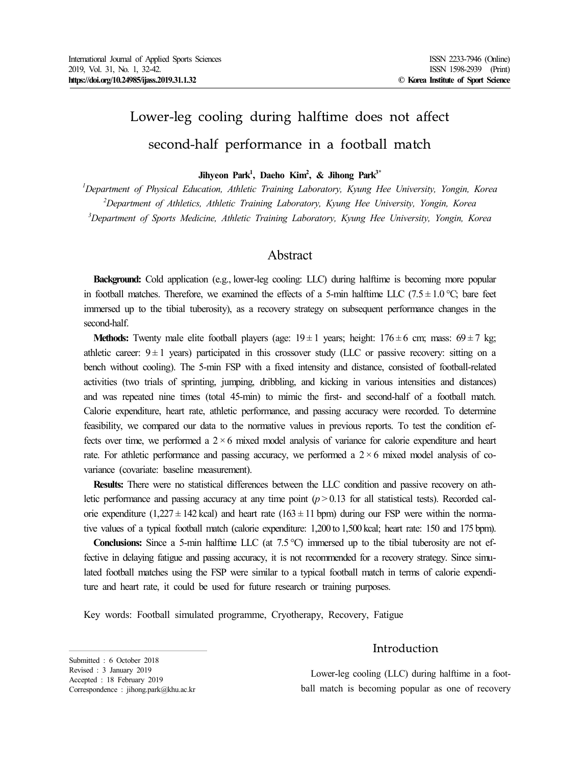# Lower-leg cooling during halftime does not affect second-half performance in a football match

**Jihyeon Park[1], Daeho Kim[2], & Jihong Park[3*]**

[1]*Department of Physical Education, Athletic Training Laboratory, Kyung Hee University, Yongin, Korea*

[2]*Department of Athletics, Athletic Training Laboratory, Kyung Hee University, Yongin, Korea*

[3]*Department of Sports Medicine, Athletic Training Laboratory, Kyung Hee University, Yongin, Korea*

## Abstract

**Background:** Cold application (e.g., lower-leg cooling: LLC) during halftime is becoming more popular in football matches. Therefore, we examined the effects of a 5-min halftime LLC ($7.5 \pm 1.0$ °C; bare feet immersed up to the tibial tuberosity), as a recovery strategy on subsequent performance changes in the second-half.

**Methods:** Twenty male elite football players (age: $19 \pm 1$ years; height: $176 \pm 6$ cm; mass: $69 \pm 7$ kg; athletic career: $9 \pm 1$ years) participated in this crossover study (LLC or passive recovery: sitting on a bench without cooling). The 5-min FSP with a fixed intensity and distance, consisted of football-related activities (two trials of sprinting, jumping, dribbling, and kicking in various intensities and distances) and was repeated nine times (total 45-min) to mimic the first- and second-half of a football match. Calorie expenditure, heart rate, athletic performance, and passing accuracy were recorded. To determine feasibility, we compared our data to the normative values in previous reports. To test the condition effects over time, we performed a $2 \times 6$ mixed model analysis of variance for calorie expenditure and heart rate. For athletic performance and passing accuracy, we performed a $2 \times 6$ mixed model analysis of covariance (covariate: baseline measurement).

**Results:** There were no statistical differences between the LLC condition and passive recovery on athletic performance and passing accuracy at any time point ($p > 0.13$ for all statistical tests). Recorded calorie expenditure ($1{,}227 \pm 142$ kcal) and heart rate ($163 \pm 11$ bpm) during our FSP were within the normative values of a typical football match (calorie expenditure: 1,200 to 1,500 kcal; heart rate: 150 and 175 bpm).

**Conclusions:** Since a 5-min halftime LLC (at 7.5 °C) immersed up to the tibial tuberosity are not effective in delaying fatigue and passing accuracy, it is not recommended for a recovery strategy. Since simulated football matches using the FSP were similar to a typical football match in terms of calorie expenditure and heart rate, it could be used for future research or training purposes.

Key words: Football simulated programme, Cryotherapy, Recovery, Fatigue

Submitted : 6 October 2018
Revised : 3 January 2019
Accepted : 18 February 2019
Correspondence : jihong.park@khu.ac.kr

## Introduction

Lower-leg cooling (LLC) during halftime in a football match is becoming popular as one of recovery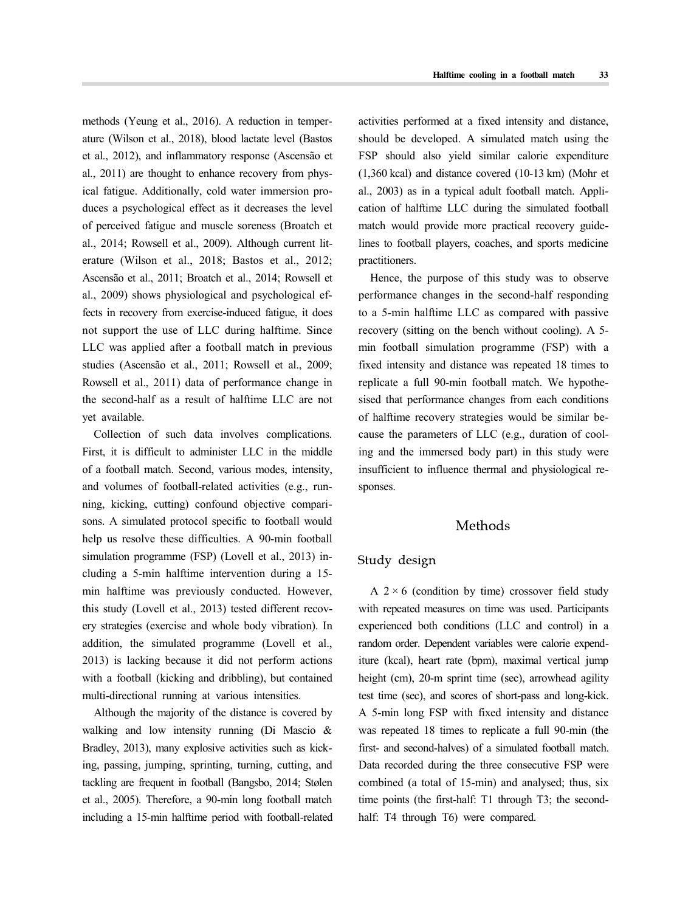methods (Yeung et al., 2016). A reduction in temperature (Wilson et al., 2018), blood lactate level (Bastos et al., 2012), and inflammatory response (Ascensão et al., 2011) are thought to enhance recovery from physical fatigue. Additionally, cold water immersion produces a psychological effect as it decreases the level of perceived fatigue and muscle soreness (Broatch et al., 2014; Rowsell et al., 2009). Although current literature (Wilson et al., 2018; Bastos et al., 2012; Ascensão et al., 2011; Broatch et al., 2014; Rowsell et al., 2009) shows physiological and psychological effects in recovery from exercise-induced fatigue, it does not support the use of LLC during halftime. Since LLC was applied after a football match in previous studies (Ascensão et al., 2011; Rowsell et al., 2009; Rowsell et al., 2011) data of performance change in the second-half as a result of halftime LLC are not yet available.

Collection of such data involves complications. First, it is difficult to administer LLC in the middle of a football match. Second, various modes, intensity, and volumes of football-related activities (e.g., running, kicking, cutting) confound objective comparisons. A simulated protocol specific to football would help us resolve these difficulties. A 90-min football simulation programme (FSP) (Lovell et al., 2013) including a 5-min halftime intervention during a 15-min halftime was previously conducted. However, this study (Lovell et al., 2013) tested different recovery strategies (exercise and whole body vibration). In addition, the simulated programme (Lovell et al., 2013) is lacking because it did not perform actions with a football (kicking and dribbling), but contained multi-directional running at various intensities.

Although the majority of the distance is covered by walking and low intensity running (Di Mascio & Bradley, 2013), many explosive activities such as kicking, passing, jumping, sprinting, turning, cutting, and tackling are frequent in football (Bangsbo, 2014; Stølen et al., 2005). Therefore, a 90-min long football match including a 15-min halftime period with football-related activities performed at a fixed intensity and distance, should be developed. A simulated match using the FSP should also yield similar calorie expenditure (1,360 kcal) and distance covered (10-13 km) (Mohr et al., 2003) as in a typical adult football match. Application of halftime LLC during the simulated football match would provide more practical recovery guidelines to football players, coaches, and sports medicine practitioners.

Hence, the purpose of this study was to observe performance changes in the second-half responding to a 5-min halftime LLC as compared with passive recovery (sitting on the bench without cooling). A 5-min football simulation programme (FSP) with a fixed intensity and distance was repeated 18 times to replicate a full 90-min football match. We hypothesised that performance changes from each conditions of halftime recovery strategies would be similar because the parameters of LLC (e.g., duration of cooling and the immersed body part) in this study were insufficient to influence thermal and physiological responses.

## Methods

### Study design

A $2 \times 6$ (condition by time) crossover field study with repeated measures on time was used. Participants experienced both conditions (LLC and control) in a random order. Dependent variables were calorie expenditure (kcal), heart rate (bpm), maximal vertical jump height (cm), 20-m sprint time (sec), arrowhead agility test time (sec), and scores of short-pass and long-kick. A 5-min long FSP with fixed intensity and distance was repeated 18 times to replicate a full 90-min (the first- and second-halves) of a simulated football match. Data recorded during the three consecutive FSP were combined (a total of 15-min) and analysed; thus, six time points (the first-half: T1 through T3; the second-half: T4 through T6) were compared.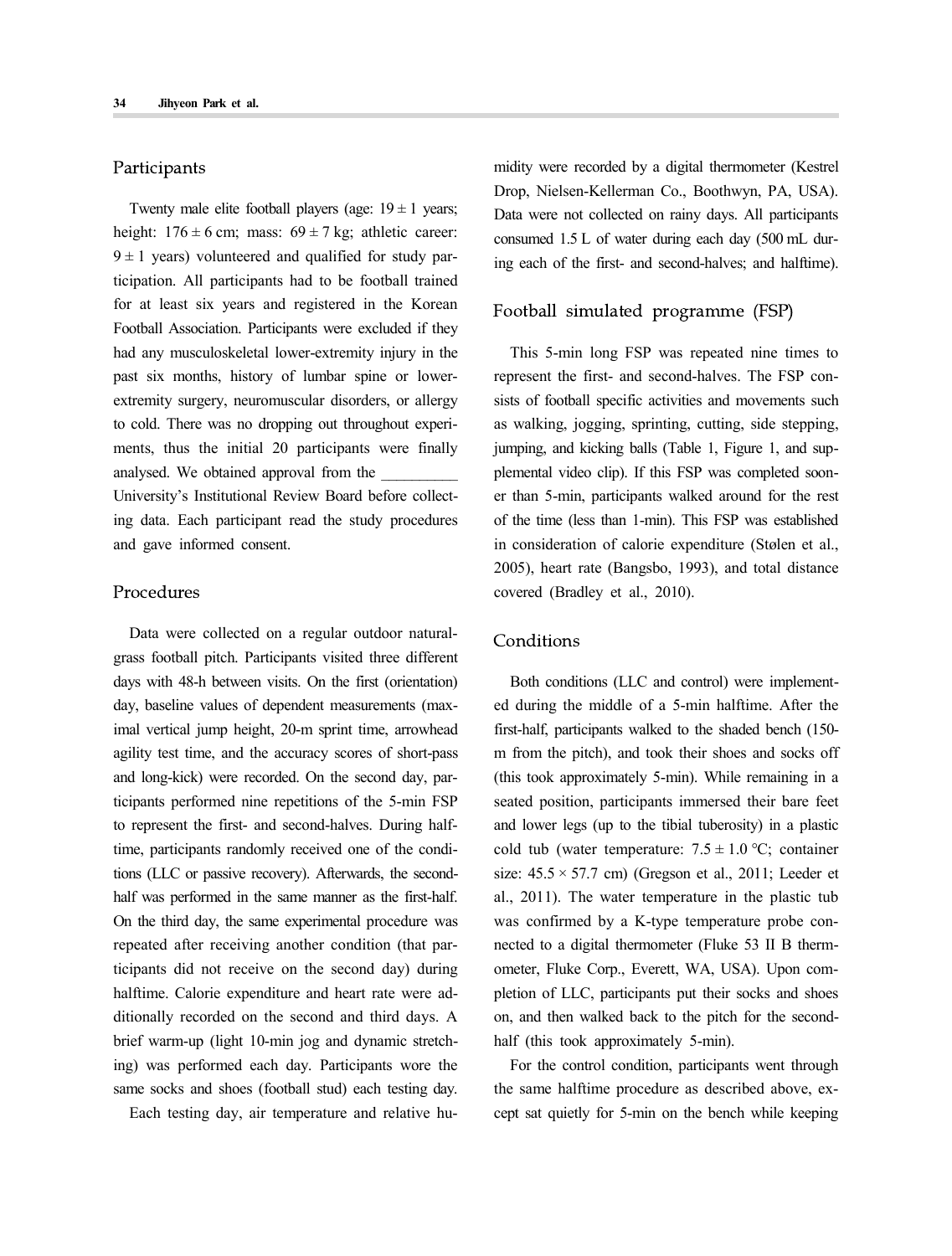## Participants

Twenty male elite football players (age: 19 ± 1 years; height: 176 ± 6 cm; mass: 69 ± 7 kg; athletic career: 9 ± 1 years) volunteered and qualified for study participation. All participants had to be football trained for at least six years and registered in the Korean Football Association. Participants were excluded if they had any musculoskeletal lower-extremity injury in the past six months, history of lumbar spine or lower-extremity surgery, neuromuscular disorders, or allergy to cold. There was no dropping out throughout experiments, thus the initial 20 participants were finally analysed. We obtained approval from the __________ University's Institutional Review Board before collecting data. Each participant read the study procedures and gave informed consent.

## Procedures

Data were collected on a regular outdoor natural-grass football pitch. Participants visited three different days with 48-h between visits. On the first (orientation) day, baseline values of dependent measurements (maximal vertical jump height, 20-m sprint time, arrowhead agility test time, and the accuracy scores of short-pass and long-kick) were recorded. On the second day, participants performed nine repetitions of the 5-min FSP to represent the first- and second-halves. During halftime, participants randomly received one of the conditions (LLC or passive recovery). Afterwards, the second-half was performed in the same manner as the first-half. On the third day, the same experimental procedure was repeated after receiving another condition (that participants did not receive on the second day) during halftime. Calorie expenditure and heart rate were additionally recorded on the second and third days. A brief warm-up (light 10-min jog and dynamic stretching) was performed each day. Participants wore the same socks and shoes (football stud) each testing day.

Each testing day, air temperature and relative humidity were recorded by a digital thermometer (Kestrel Drop, Nielsen-Kellerman Co., Boothwyn, PA, USA). Data were not collected on rainy days. All participants consumed 1.5 L of water during each day (500 mL during each of the first- and second-halves; and halftime).

## Football simulated programme (FSP)

This 5-min long FSP was repeated nine times to represent the first- and second-halves. The FSP consists of football specific activities and movements such as walking, jogging, sprinting, cutting, side stepping, jumping, and kicking balls (Table 1, Figure 1, and supplemental video clip). If this FSP was completed sooner than 5-min, participants walked around for the rest of the time (less than 1-min). This FSP was established in consideration of calorie expenditure (Stølen et al., 2005), heart rate (Bangsbo, 1993), and total distance covered (Bradley et al., 2010).

## Conditions

Both conditions (LLC and control) were implemented during the middle of a 5-min halftime. After the first-half, participants walked to the shaded bench (150-m from the pitch), and took their shoes and socks off (this took approximately 5-min). While remaining in a seated position, participants immersed their bare feet and lower legs (up to the tibial tuberosity) in a plastic cold tub (water temperature: 7.5 ± 1.0 ℃; container size: 45.5 × 57.7 cm) (Gregson et al., 2011; Leeder et al., 2011). The water temperature in the plastic tub was confirmed by a K-type temperature probe connected to a digital thermometer (Fluke 53 II B thermometer, Fluke Corp., Everett, WA, USA). Upon completion of LLC, participants put their socks and shoes on, and then walked back to the pitch for the second-half (this took approximately 5-min).

For the control condition, participants went through the same halftime procedure as described above, except sat quietly for 5-min on the bench while keeping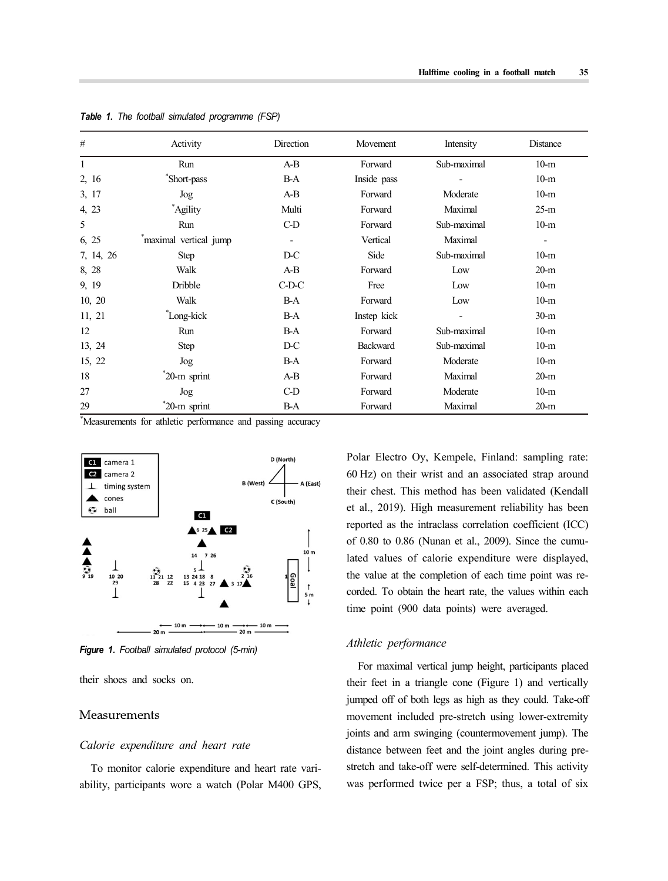*Table 1. The football simulated programme (FSP)*

| # | Activity | Direction | Movement | Intensity | Distance |
|---|---|---|---|---|---|
| 1 | Run | A-B | Forward | Sub-maximal | 10-m |
| 2, 16 | *Short-pass | B-A | Inside pass | - | 10-m |
| 3, 17 | Jog | A-B | Forward | Moderate | 10-m |
| 4, 23 | *Agility | Multi | Forward | Maximal | 25-m |
| 5 | Run | C-D | Forward | Sub-maximal | 10-m |
| 6, 25 | *maximal vertical jump | - | Vertical | Maximal | - |
| 7, 14, 26 | Step | D-C | Side | Sub-maximal | 10-m |
| 8, 28 | Walk | A-B | Forward | Low | 20-m |
| 9, 19 | Dribble | C-D-C | Free | Low | 10-m |
| 10, 20 | Walk | B-A | Forward | Low | 10-m |
| 11, 21 | *Long-kick | B-A | Instep kick | - | 30-m |
| 12 | Run | B-A | Forward | Sub-maximal | 10-m |
| 13, 24 | Step | D-C | Backward | Sub-maximal | 10-m |
| 15, 22 | Jog | B-A | Forward | Moderate | 10-m |
| 18 | *20-m sprint | A-B | Forward | Maximal | 20-m |
| 27 | Jog | C-D | Forward | Moderate | 10-m |
| 29 | *20-m sprint | B-A | Forward | Maximal | 20-m |

*Measurements for athletic performance and passing accuracy

***Figure 1.*** *Football simulated protocol (5-min)*

their shoes and socks on.

## Measurements

### *Calorie expenditure and heart rate*

To monitor calorie expenditure and heart rate variability, participants wore a watch (Polar M400 GPS, Polar Electro Oy, Kempele, Finland: sampling rate: 60 Hz) on their wrist and an associated strap around their chest. This method has been validated (Kendall et al., 2019). High measurement reliability has been reported as the intraclass correlation coefficient (ICC) of 0.80 to 0.86 (Nunan et al., 2009). Since the cumulated values of calorie expenditure were displayed, the value at the completion of each time point was recorded. To obtain the heart rate, the values within each time point (900 data points) were averaged.

### *Athletic performance*

For maximal vertical jump height, participants placed their feet in a triangle cone (Figure 1) and vertically jumped off of both legs as high as they could. Take-off movement included pre-stretch using lower-extremity joints and arm swinging (countermovement jump). The distance between feet and the joint angles during pre-stretch and take-off were self-determined. This activity was performed twice per a FSP; thus, a total of six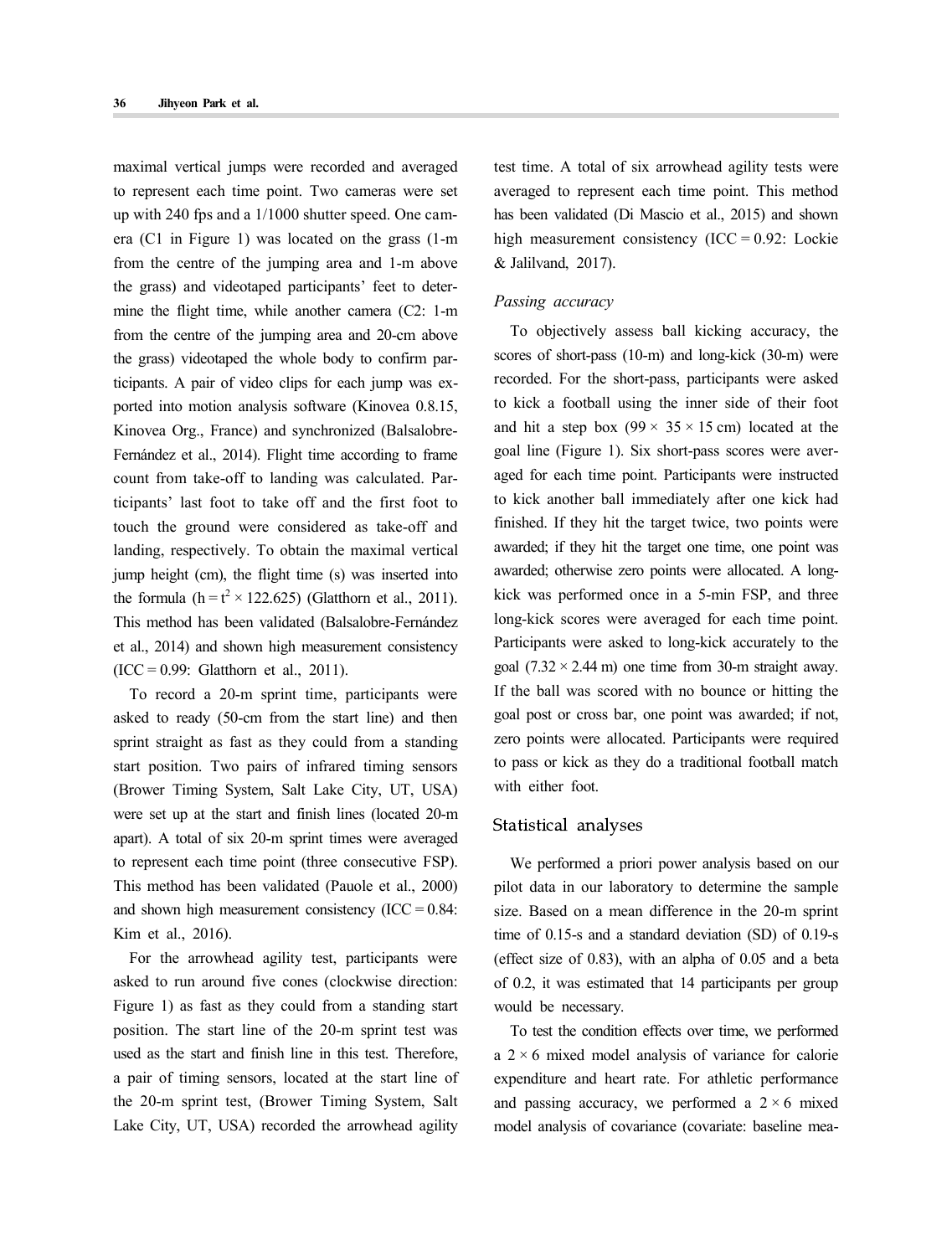maximal vertical jumps were recorded and averaged to represent each time point. Two cameras were set up with 240 fps and a 1/1000 shutter speed. One camera (C1 in Figure 1) was located on the grass (1-m from the centre of the jumping area and 1-m above the grass) and videotaped participants' feet to determine the flight time, while another camera (C2: 1-m from the centre of the jumping area and 20-cm above the grass) videotaped the whole body to confirm participants. A pair of video clips for each jump was exported into motion analysis software (Kinovea 0.8.15, Kinovea Org., France) and synchronized (Balsalobre-Fernández et al., 2014). Flight time according to frame count from take-off to landing was calculated. Participants' last foot to take off and the first foot to touch the ground were considered as take-off and landing, respectively. To obtain the maximal vertical jump height (cm), the flight time (s) was inserted into the formula ($h = t^2 \times 122.625$) (Glatthorn et al., 2011). This method has been validated (Balsalobre-Fernández et al., 2014) and shown high measurement consistency (ICC = 0.99: Glatthorn et al., 2011).

To record a 20-m sprint time, participants were asked to ready (50-cm from the start line) and then sprint straight as fast as they could from a standing start position. Two pairs of infrared timing sensors (Brower Timing System, Salt Lake City, UT, USA) were set up at the start and finish lines (located 20-m apart). A total of six 20-m sprint times were averaged to represent each time point (three consecutive FSP). This method has been validated (Pauole et al., 2000) and shown high measurement consistency (ICC = 0.84: Kim et al., 2016).

For the arrowhead agility test, participants were asked to run around five cones (clockwise direction: Figure 1) as fast as they could from a standing start position. The start line of the 20-m sprint test was used as the start and finish line in this test. Therefore, a pair of timing sensors, located at the start line of the 20-m sprint test, (Brower Timing System, Salt Lake City, UT, USA) recorded the arrowhead agility test time. A total of six arrowhead agility tests were averaged to represent each time point. This method has been validated (Di Mascio et al., 2015) and shown high measurement consistency (ICC = 0.92: Lockie & Jalilvand, 2017).

### *Passing accuracy*

To objectively assess ball kicking accuracy, the scores of short-pass (10-m) and long-kick (30-m) were recorded. For the short-pass, participants were asked to kick a football using the inner side of their foot and hit a step box (99 × 35 × 15 cm) located at the goal line (Figure 1). Six short-pass scores were averaged for each time point. Participants were instructed to kick another ball immediately after one kick had finished. If they hit the target twice, two points were awarded; if they hit the target one time, one point was awarded; otherwise zero points were allocated. A long-kick was performed once in a 5-min FSP, and three long-kick scores were averaged for each time point. Participants were asked to long-kick accurately to the goal (7.32 × 2.44 m) one time from 30-m straight away. If the ball was scored with no bounce or hitting the goal post or cross bar, one point was awarded; if not, zero points were allocated. Participants were required to pass or kick as they do a traditional football match with either foot.

## Statistical analyses

We performed a priori power analysis based on our pilot data in our laboratory to determine the sample size. Based on a mean difference in the 20-m sprint time of 0.15-s and a standard deviation (SD) of 0.19-s (effect size of 0.83), with an alpha of 0.05 and a beta of 0.2, it was estimated that 14 participants per group would be necessary.

To test the condition effects over time, we performed a 2 × 6 mixed model analysis of variance for calorie expenditure and heart rate. For athletic performance and passing accuracy, we performed a 2 × 6 mixed model analysis of covariance (covariate: baseline mea-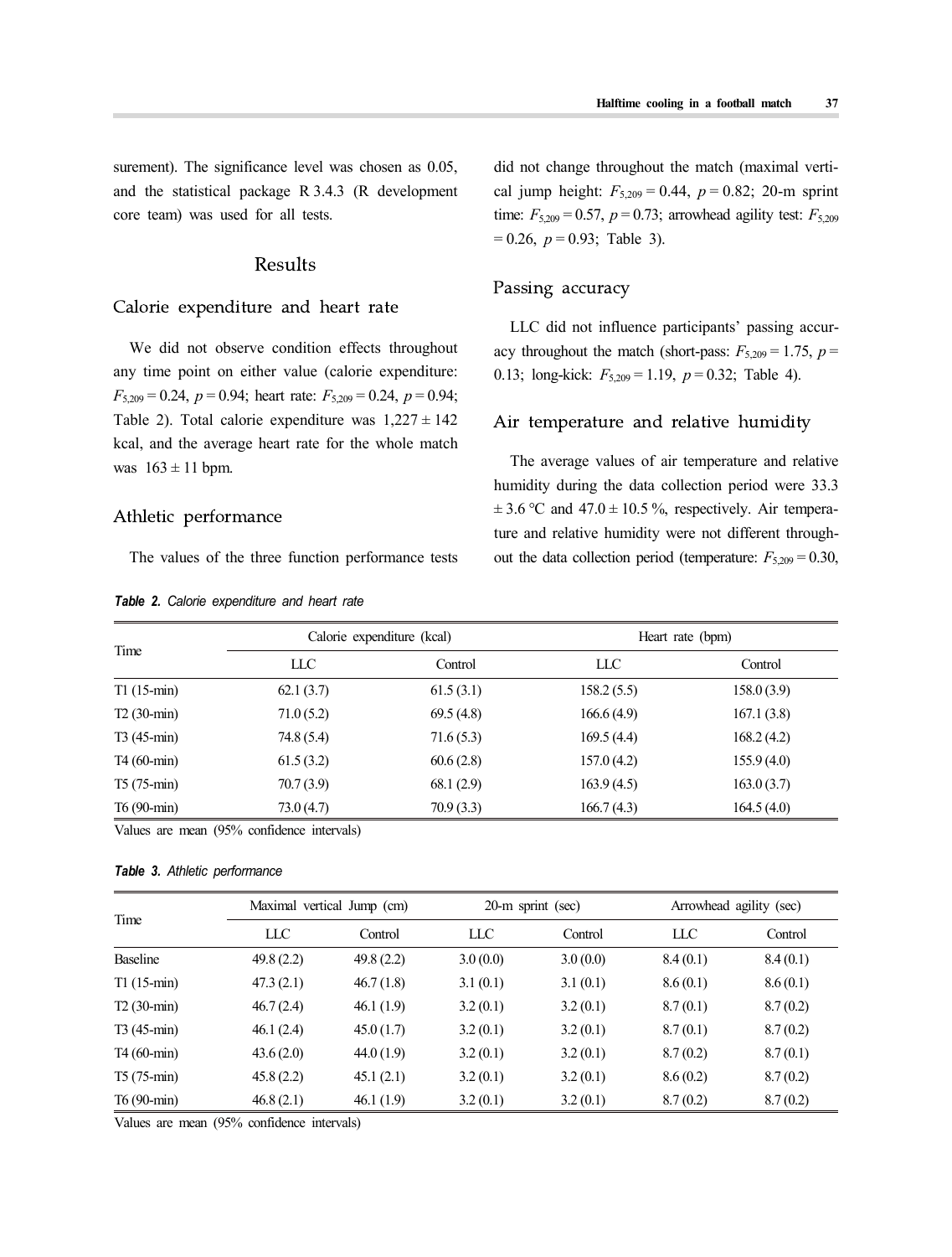surement). The significance level was chosen as 0.05, and the statistical package R 3.4.3 (R development core team) was used for all tests.

## Results

### Calorie expenditure and heart rate

We did not observe condition effects throughout any time point on either value (calorie expenditure: $F_{5,209} = 0.24$, $p = 0.94$; heart rate: $F_{5,209} = 0.24$, $p = 0.94$; Table 2). Total calorie expenditure was 1,227 ± 142 kcal, and the average heart rate for the whole match was 163 ± 11 bpm.

### Athletic performance

The values of the three function performance tests did not change throughout the match (maximal vertical jump height: $F_{5,209} = 0.44$, $p = 0.82$; 20-m sprint time: $F_{5,209} = 0.57$, $p = 0.73$; arrowhead agility test: $F_{5,209} = 0.26$, $p = 0.93$; Table 3).

### Passing accuracy

LLC did not influence participants' passing accuracy throughout the match (short-pass: $F_{5,209} = 1.75$, $p = 0.13$; long-kick: $F_{5,209} = 1.19$, $p = 0.32$; Table 4).

### Air temperature and relative humidity

The average values of air temperature and relative humidity during the data collection period were 33.3 ± 3.6 °C and 47.0 ± 10.5 %, respectively. Air temperature and relative humidity were not different throughout the data collection period (temperature: $F_{5,209} = 0.30$,

***Table 2.*** *Calorie expenditure and heart rate*

| Time | Calorie expenditure (kcal) | | Heart rate (bpm) | |
|---|---|---|---|---|
| | LLC | Control | LLC | Control |
| T1 (15-min) | 62.1 (3.7) | 61.5 (3.1) | 158.2 (5.5) | 158.0 (3.9) |
| T2 (30-min) | 71.0 (5.2) | 69.5 (4.8) | 166.6 (4.9) | 167.1 (3.8) |
| T3 (45-min) | 74.8 (5.4) | 71.6 (5.3) | 169.5 (4.4) | 168.2 (4.2) |
| T4 (60-min) | 61.5 (3.2) | 60.6 (2.8) | 157.0 (4.2) | 155.9 (4.0) |
| T5 (75-min) | 70.7 (3.9) | 68.1 (2.9) | 163.9 (4.5) | 163.0 (3.7) |
| T6 (90-min) | 73.0 (4.7) | 70.9 (3.3) | 166.7 (4.3) | 164.5 (4.0) |

Values are mean (95% confidence intervals)

***Table 3.*** *Athletic performance*

| Time | Maximal vertical Jump (cm) | | 20-m sprint (sec) | | Arrowhead agility (sec) | |
|---|---|---|---|---|---|---|
| | LLC | Control | LLC | Control | LLC | Control |
| Baseline | 49.8 (2.2) | 49.8 (2.2) | 3.0 (0.0) | 3.0 (0.0) | 8.4 (0.1) | 8.4 (0.1) |
| T1 (15-min) | 47.3 (2.1) | 46.7 (1.8) | 3.1 (0.1) | 3.1 (0.1) | 8.6 (0.1) | 8.6 (0.1) |
| T2 (30-min) | 46.7 (2.4) | 46.1 (1.9) | 3.2 (0.1) | 3.2 (0.1) | 8.7 (0.1) | 8.7 (0.2) |
| T3 (45-min) | 46.1 (2.4) | 45.0 (1.7) | 3.2 (0.1) | 3.2 (0.1) | 8.7 (0.1) | 8.7 (0.2) |
| T4 (60-min) | 43.6 (2.0) | 44.0 (1.9) | 3.2 (0.1) | 3.2 (0.1) | 8.7 (0.2) | 8.7 (0.1) |
| T5 (75-min) | 45.8 (2.2) | 45.1 (2.1) | 3.2 (0.1) | 3.2 (0.1) | 8.6 (0.2) | 8.7 (0.2) |
| T6 (90-min) | 46.8 (2.1) | 46.1 (1.9) | 3.2 (0.1) | 3.2 (0.1) | 8.7 (0.2) | 8.7 (0.2) |

Values are mean (95% confidence intervals)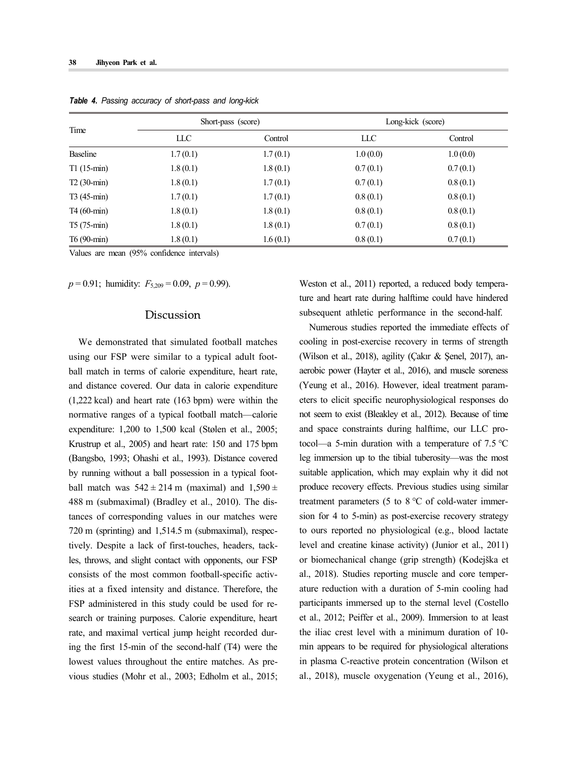*Table 4. Passing accuracy of short-pass and long-kick*

| Time | Short-pass (score) | | Long-kick (score) | |
|---|---|---|---|---|
| | LLC | Control | LLC | Control |
| Baseline | 1.7 (0.1) | 1.7 (0.1) | 1.0 (0.0) | 1.0 (0.0) |
| T1 (15-min) | 1.8 (0.1) | 1.8 (0.1) | 0.7 (0.1) | 0.7 (0.1) |
| T2 (30-min) | 1.8 (0.1) | 1.7 (0.1) | 0.7 (0.1) | 0.8 (0.1) |
| T3 (45-min) | 1.7 (0.1) | 1.7 (0.1) | 0.8 (0.1) | 0.8 (0.1) |
| T4 (60-min) | 1.8 (0.1) | 1.8 (0.1) | 0.8 (0.1) | 0.8 (0.1) |
| T5 (75-min) | 1.8 (0.1) | 1.8 (0.1) | 0.7 (0.1) | 0.8 (0.1) |
| T6 (90-min) | 1.8 (0.1) | 1.6 (0.1) | 0.8 (0.1) | 0.7 (0.1) |

Values are mean (95% confidence intervals)

$p = 0.91$; humidity: $F_{5,209} = 0.09$, $p = 0.99$).

## Discussion

We demonstrated that simulated football matches using our FSP were similar to a typical adult football match in terms of calorie expenditure, heart rate, and distance covered. Our data in calorie expenditure (1,222 kcal) and heart rate (163 bpm) were within the normative ranges of a typical football match—calorie expenditure: 1,200 to 1,500 kcal (Stølen et al., 2005; Krustrup et al., 2005) and heart rate: 150 and 175 bpm (Bangsbo, 1993; Ohashi et al., 1993). Distance covered by running without a ball possession in a typical football match was $542 \pm 214$ m (maximal) and $1,590 \pm 488$ m (submaximal) (Bradley et al., 2010). The distances of corresponding values in our matches were 720 m (sprinting) and 1,514.5 m (submaximal), respectively. Despite a lack of first-touches, headers, tackles, throws, and slight contact with opponents, our FSP consists of the most common football-specific activities at a fixed intensity and distance. Therefore, the FSP administered in this study could be used for research or training purposes. Calorie expenditure, heart rate, and maximal vertical jump height recorded during the first 15-min of the second-half (T4) were the lowest values throughout the entire matches. As previous studies (Mohr et al., 2003; Edholm et al., 2015; Weston et al., 2011) reported, a reduced body temperature and heart rate during halftime could have hindered subsequent athletic performance in the second-half.

Numerous studies reported the immediate effects of cooling in post-exercise recovery in terms of strength (Wilson et al., 2018), agility (Çakır & Şenel, 2017), anaerobic power (Hayter et al., 2016), and muscle soreness (Yeung et al., 2016). However, ideal treatment parameters to elicit specific neurophysiological responses do not seem to exist (Bleakley et al., 2012). Because of time and space constraints during halftime, our LLC protocol—a 5-min duration with a temperature of 7.5 °C leg immersion up to the tibial tuberosity—was the most suitable application, which may explain why it did not produce recovery effects. Previous studies using similar treatment parameters (5 to 8 °C of cold-water immersion for 4 to 5-min) as post-exercise recovery strategy to ours reported no physiological (e.g., blood lactate level and creatine kinase activity) (Junior et al., 2011) or biomechanical change (grip strength) (Kodejška et al., 2018). Studies reporting muscle and core temperature reduction with a duration of 5-min cooling had participants immersed up to the sternal level (Costello et al., 2012; Peiffer et al., 2009). Immersion to at least the iliac crest level with a minimum duration of 10-min appears to be required for physiological alterations in plasma C-reactive protein concentration (Wilson et al., 2018), muscle oxygenation (Yeung et al., 2016),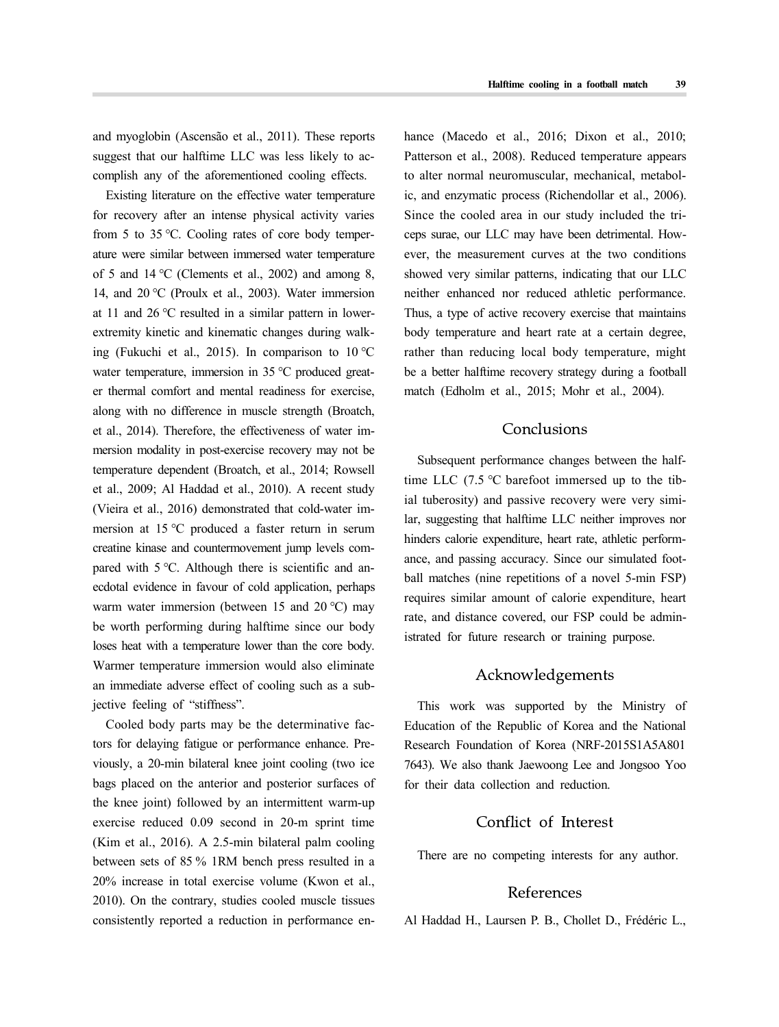and myoglobin (Ascensão et al., 2011). These reports suggest that our halftime LLC was less likely to accomplish any of the aforementioned cooling effects.

Existing literature on the effective water temperature for recovery after an intense physical activity varies from 5 to 35 ℃. Cooling rates of core body temperature were similar between immersed water temperature of 5 and 14 ℃ (Clements et al., 2002) and among 8, 14, and 20 ℃ (Proulx et al., 2003). Water immersion at 11 and 26 ℃ resulted in a similar pattern in lower-extremity kinetic and kinematic changes during walking (Fukuchi et al., 2015). In comparison to 10 ℃ water temperature, immersion in 35 ℃ produced greater thermal comfort and mental readiness for exercise, along with no difference in muscle strength (Broatch, et al., 2014). Therefore, the effectiveness of water immersion modality in post-exercise recovery may not be temperature dependent (Broatch, et al., 2014; Rowsell et al., 2009; Al Haddad et al., 2010). A recent study (Vieira et al., 2016) demonstrated that cold-water immersion at 15 ℃ produced a faster return in serum creatine kinase and countermovement jump levels compared with 5 ℃. Although there is scientific and anecdotal evidence in favour of cold application, perhaps warm water immersion (between 15 and 20 ℃) may be worth performing during halftime since our body loses heat with a temperature lower than the core body. Warmer temperature immersion would also eliminate an immediate adverse effect of cooling such as a subjective feeling of "stiffness".

Cooled body parts may be the determinative factors for delaying fatigue or performance enhance. Previously, a 20-min bilateral knee joint cooling (two ice bags placed on the anterior and posterior surfaces of the knee joint) followed by an intermittent warm-up exercise reduced 0.09 second in 20-m sprint time (Kim et al., 2016). A 2.5-min bilateral palm cooling between sets of 85 % 1RM bench press resulted in a 20% increase in total exercise volume (Kwon et al., 2010). On the contrary, studies cooled muscle tissues consistently reported a reduction in performance enhance (Macedo et al., 2016; Dixon et al., 2010; Patterson et al., 2008). Reduced temperature appears to alter normal neuromuscular, mechanical, metabolic, and enzymatic process (Richendollar et al., 2006). Since the cooled area in our study included the triceps surae, our LLC may have been detrimental. However, the measurement curves at the two conditions showed very similar patterns, indicating that our LLC neither enhanced nor reduced athletic performance. Thus, a type of active recovery exercise that maintains body temperature and heart rate at a certain degree, rather than reducing local body temperature, might be a better halftime recovery strategy during a football match (Edholm et al., 2015; Mohr et al., 2004).

## Conclusions

Subsequent performance changes between the halftime LLC (7.5 ℃ barefoot immersed up to the tibial tuberosity) and passive recovery were very similar, suggesting that halftime LLC neither improves nor hinders calorie expenditure, heart rate, athletic performance, and passing accuracy. Since our simulated football matches (nine repetitions of a novel 5-min FSP) requires similar amount of calorie expenditure, heart rate, and distance covered, our FSP could be administrated for future research or training purpose.

## Acknowledgements

This work was supported by the Ministry of Education of the Republic of Korea and the National Research Foundation of Korea (NRF-2015S1A5A8017643). We also thank Jaewoong Lee and Jongsoo Yoo for their data collection and reduction.

## Conflict of Interest

There are no competing interests for any author.

## References

Al Haddad H., Laursen P. B., Chollet D., Frédéric L.,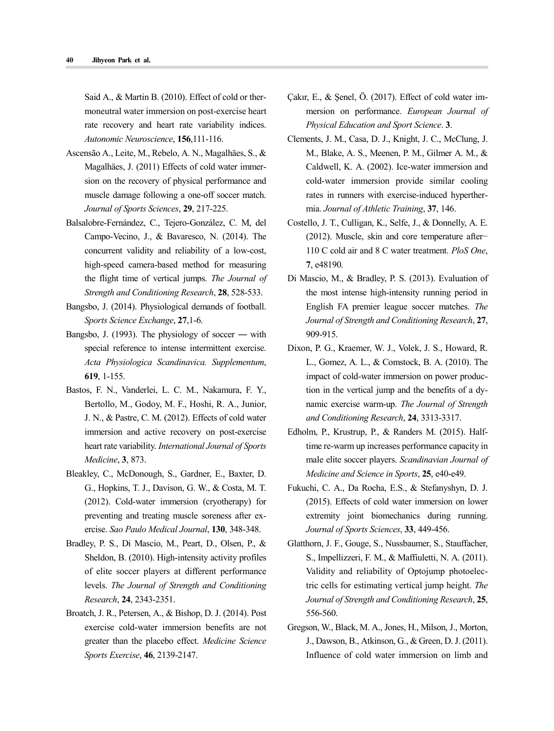Said A., & Martin B. (2010). Effect of cold or thermoneutral water immersion on post-exercise heart rate recovery and heart rate variability indices. *Autonomic Neuroscience*, **156**,111-116.

Ascensão A., Leite, M., Rebelo, A. N., Magalhäes, S., & Magalhäes, J. (2011) Effects of cold water immersion on the recovery of physical performance and muscle damage following a one-off soccer match. *Journal of Sports Sciences*, **29**, 217-225.

Balsalobre-Fernández, C., Tejero-González, C. M, del Campo-Vecino, J., & Bavaresco, N. (2014). The concurrent validity and reliability of a low-cost, high-speed camera-based method for measuring the flight time of vertical jumps. *The Journal of Strength and Conditioning Research*, **28**, 528-533.

Bangsbo, J. (2014). Physiological demands of football. *Sports Science Exchange*, **27**,1-6.

Bangsbo, J. (1993). The physiology of soccer — with special reference to intense intermittent exercise. *Acta Physiologica Scandinavica. Supplementum*, **619**, 1-155.

Bastos, F. N., Vanderlei, L. C. M., Nakamura, F. Y., Bertollo, M., Godoy, M. F., Hoshi, R. A., Junior, J. N., & Pastre, C. M. (2012). Effects of cold water immersion and active recovery on post-exercise heart rate variability. *International Journal of Sports Medicine*, **3**, 873.

Bleakley, C., McDonough, S., Gardner, E., Baxter, D. G., Hopkins, T. J., Davison, G. W., & Costa, M. T. (2012). Cold-water immersion (cryotherapy) for preventing and treating muscle soreness after exercise. *Sao Paulo Medical Journal*, **130**, 348-348.

Bradley, P. S., Di Mascio, M., Peart, D., Olsen, P., & Sheldon, B. (2010). High-intensity activity profiles of elite soccer players at different performance levels. *The Journal of Strength and Conditioning Research*, **24**, 2343-2351.

Broatch, J. R., Petersen, A., & Bishop, D. J. (2014). Post exercise cold-water immersion benefits are not greater than the placebo effect. *Medicine Science Sports Exercise*, **46**, 2139-2147.

Çakır, E., & Şenel, Ö. (2017). Effect of cold water immersion on performance. *European Journal of Physical Education and Sport Science*. **3**.

Clements, J. M., Casa, D. J., Knight, J. C., McClung, J. M., Blake, A. S., Meenen, P. M., Gilmer A. M., & Caldwell, K. A. (2002). Ice-water immersion and cold-water immersion provide similar cooling rates in runners with exercise-induced hyperthermia. *Journal of Athletic Training*, **37**, 146.

Costello, J. T., Culligan, K., Selfe, J., & Donnelly, A. E. (2012). Muscle, skin and core temperature after−110 C cold air and 8 C water treatment. *PloS One*, **7**, e48190.

Di Mascio, M., & Bradley, P. S. (2013). Evaluation of the most intense high-intensity running period in English FA premier league soccer matches. *The Journal of Strength and Conditioning Research*, **27**, 909-915.

Dixon, P. G., Kraemer, W. J., Volek, J. S., Howard, R. L., Gomez, A. L., & Comstock, B. A. (2010). The impact of cold-water immersion on power production in the vertical jump and the benefits of a dynamic exercise warm-up. *The Journal of Strength and Conditioning Research*, **24**, 3313-3317.

Edholm, P., Krustrup, P., & Randers M. (2015). Half-time re-warm up increases performance capacity in male elite soccer players. *Scandinavian Journal of Medicine and Science in Sports*, **25**, e40-e49.

Fukuchi, C. A., Da Rocha, E.S., & Stefanyshyn, D. J. (2015). Effects of cold water immersion on lower extremity joint biomechanics during running. *Journal of Sports Sciences*, **33**, 449-456.

Glatthorn, J. F., Gouge, S., Nussbaumer, S., Stauffacher, S., Impellizzeri, F. M., & Maffiuletti, N. A. (2011). Validity and reliability of Optojump photoelectric cells for estimating vertical jump height. *The Journal of Strength and Conditioning Research*, **25**, 556-560.

Gregson, W., Black, M. A., Jones, H., Milson, J., Morton, J., Dawson, B., Atkinson, G., & Green, D. J. (2011). Influence of cold water immersion on limb and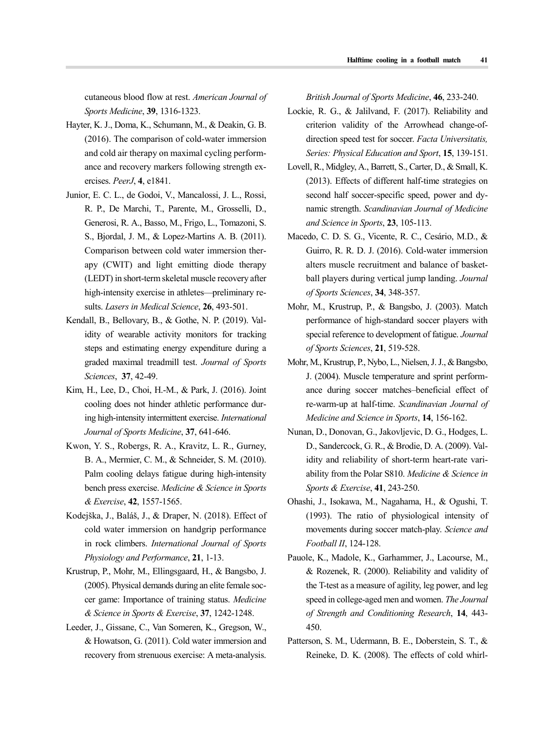cutaneous blood flow at rest. *American Journal of Sports Medicine*, **39**, 1316-1323.

Hayter, K. J., Doma, K., Schumann, M., & Deakin, G. B. (2016). The comparison of cold-water immersion and cold air therapy on maximal cycling performance and recovery markers following strength exercises. *PeerJ*, **4**, e1841.

Junior, E. C. L., de Godoi, V., Mancalossi, J. L., Rossi, R. P., De Marchi, T., Parente, M., Grosselli, D., Generosi, R. A., Basso, M., Frigo, L., Tomazoni, S. S., Bjordal, J. M., & Lopez-Martins A. B. (2011). Comparison between cold water immersion therapy (CWIT) and light emitting diode therapy (LEDT) in short-term skeletal muscle recovery after high-intensity exercise in athletes—preliminary results. *Lasers in Medical Science*, **26**, 493-501.

Kendall, B., Bellovary, B., & Gothe, N. P. (2019). Validity of wearable activity monitors for tracking steps and estimating energy expenditure during a graded maximal treadmill test. *Journal of Sports Sciences*, **37**, 42-49.

Kim, H., Lee, D., Choi, H.-M., & Park, J. (2016). Joint cooling does not hinder athletic performance during high-intensity intermittent exercise. *International Journal of Sports Medicine*, **37**, 641-646.

Kwon, Y. S., Robergs, R. A., Kravitz, L. R., Gurney, B. A., Mermier, C. M., & Schneider, S. M. (2010). Palm cooling delays fatigue during high-intensity bench press exercise. *Medicine & Science in Sports & Exercise*, **42**, 1557-1565.

Kodejška, J., Baláš, J., & Draper, N. (2018). Effect of cold water immersion on handgrip performance in rock climbers. *International Journal of Sports Physiology and Performance*, **21**, 1-13.

Krustrup, P., Mohr, M., Ellingsgaard, H., & Bangsbo, J. (2005). Physical demands during an elite female soccer game: Importance of training status. *Medicine & Science in Sports & Exercise*, **37**, 1242-1248.

Leeder, J., Gissane, C., Van Someren, K., Gregson, W., & Howatson, G. (2011). Cold water immersion and recovery from strenuous exercise: A meta-analysis. *British Journal of Sports Medicine*, **46**, 233-240.

Lockie, R. G., & Jalilvand, F. (2017). Reliability and criterion validity of the Arrowhead change-of-direction speed test for soccer. *Facta Universitatis, Series: Physical Education and Sport*, **15**, 139-151.

Lovell, R., Midgley, A., Barrett, S., Carter, D., & Small, K. (2013). Effects of different half-time strategies on second half soccer-specific speed, power and dynamic strength. *Scandinavian Journal of Medicine and Science in Sports*, **23**, 105-113.

Macedo, C. D. S. G., Vicente, R. C., Cesário, M.D., & Guirro, R. R. D. J. (2016). Cold-water immersion alters muscle recruitment and balance of basketball players during vertical jump landing. *Journal of Sports Sciences*, **34**, 348-357.

Mohr, M., Krustrup, P., & Bangsbo, J. (2003). Match performance of high-standard soccer players with special reference to development of fatigue. *Journal of Sports Sciences*, **21**, 519-528.

Mohr, M., Krustrup, P., Nybo, L., Nielsen, J. J., & Bangsbo, J. (2004). Muscle temperature and sprint performance during soccer matches–beneficial effect of re-warm-up at half-time. *Scandinavian Journal of Medicine and Science in Sports*, **14**, 156-162.

Nunan, D., Donovan, G., Jakovljevic, D. G., Hodges, L. D., Sandercock, G. R., & Brodie, D. A. (2009). Validity and reliability of short-term heart-rate variability from the Polar S810. *Medicine & Science in Sports & Exercise*, **41**, 243-250.

Ohashi, J., Isokawa, M., Nagahama, H., & Ogushi, T. (1993). The ratio of physiological intensity of movements during soccer match-play. *Science and Football II*, 124-128.

Pauole, K., Madole, K., Garhammer, J., Lacourse, M., & Rozenek, R. (2000). Reliability and validity of the T-test as a measure of agility, leg power, and leg speed in college-aged men and women. *The Journal of Strength and Conditioning Research*, **14**, 443-450.

Patterson, S. M., Udermann, B. E., Doberstein, S. T., & Reineke, D. K. (2008). The effects of cold whirl-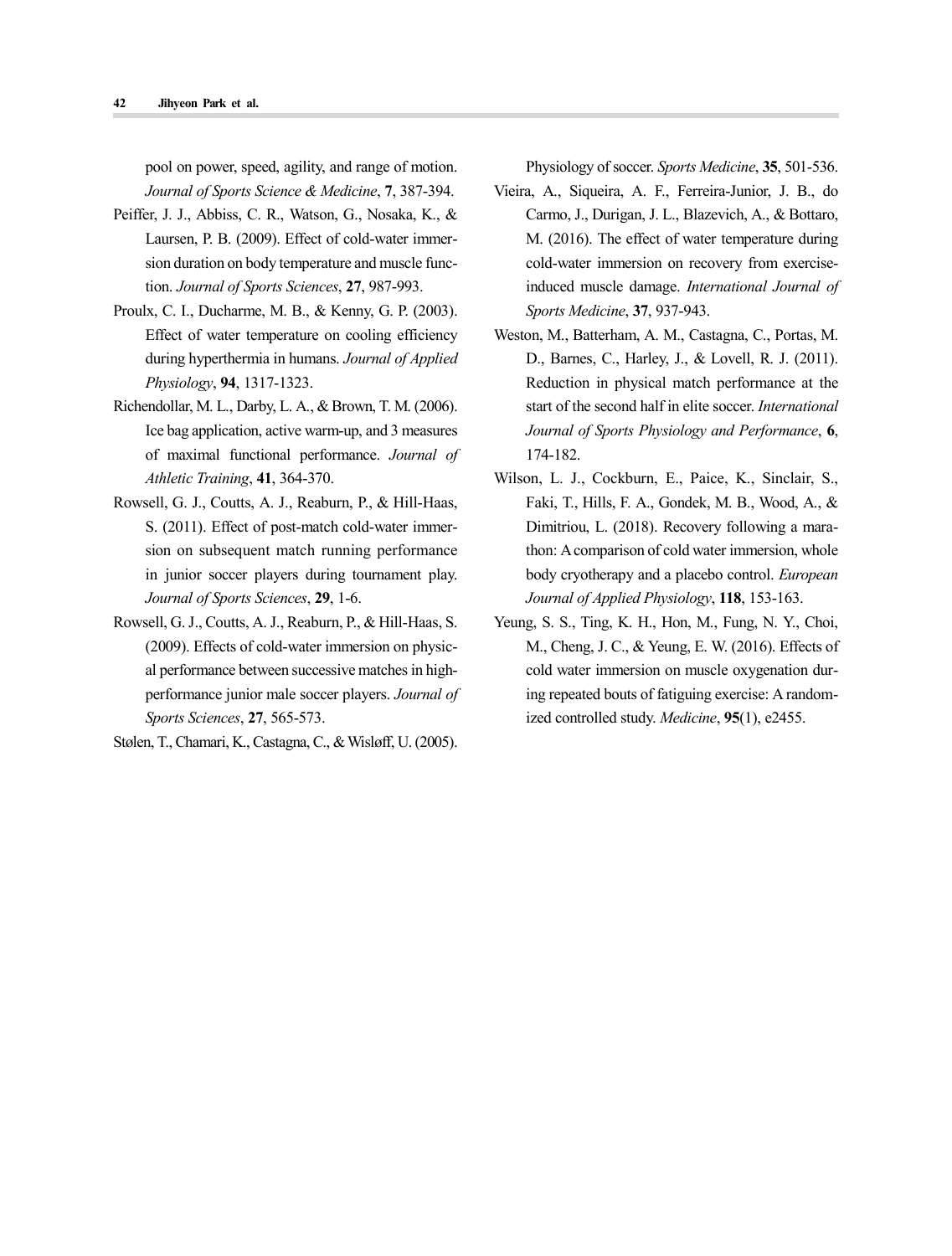pool on power, speed, agility, and range of motion. *Journal of Sports Science & Medicine*, **7**, 387-394.

Peiffer, J. J., Abbiss, C. R., Watson, G., Nosaka, K., & Laursen, P. B. (2009). Effect of cold-water immersion duration on body temperature and muscle function. *Journal of Sports Sciences*, **27**, 987-993.

Proulx, C. I., Ducharme, M. B., & Kenny, G. P. (2003). Effect of water temperature on cooling efficiency during hyperthermia in humans. *Journal of Applied Physiology*, **94**, 1317-1323.

Richendollar, M. L., Darby, L. A., & Brown, T. M. (2006). Ice bag application, active warm-up, and 3 measures of maximal functional performance. *Journal of Athletic Training*, **41**, 364-370.

Rowsell, G. J., Coutts, A. J., Reaburn, P., & Hill-Haas, S. (2011). Effect of post-match cold-water immersion on subsequent match running performance in junior soccer players during tournament play. *Journal of Sports Sciences*, **29**, 1-6.

Rowsell, G. J., Coutts, A. J., Reaburn, P., & Hill-Haas, S. (2009). Effects of cold-water immersion on physical performance between successive matches in high-performance junior male soccer players. *Journal of Sports Sciences*, **27**, 565-573.

Stølen, T., Chamari, K., Castagna, C., & Wisløff, U. (2005). Physiology of soccer. *Sports Medicine*, **35**, 501-536.

Vieira, A., Siqueira, A. F., Ferreira-Junior, J. B., do Carmo, J., Durigan, J. L., Blazevich, A., & Bottaro, M. (2016). The effect of water temperature during cold-water immersion on recovery from exercise-induced muscle damage. *International Journal of Sports Medicine*, **37**, 937-943.

Weston, M., Batterham, A. M., Castagna, C., Portas, M. D., Barnes, C., Harley, J., & Lovell, R. J. (2011). Reduction in physical match performance at the start of the second half in elite soccer. *International Journal of Sports Physiology and Performance*, **6**, 174-182.

Wilson, L. J., Cockburn, E., Paice, K., Sinclair, S., Faki, T., Hills, F. A., Gondek, M. B., Wood, A., & Dimitriou, L. (2018). Recovery following a marathon: A comparison of cold water immersion, whole body cryotherapy and a placebo control. *European Journal of Applied Physiology*, **118**, 153-163.

Yeung, S. S., Ting, K. H., Hon, M., Fung, N. Y., Choi, M., Cheng, J. C., & Yeung, E. W. (2016). Effects of cold water immersion on muscle oxygenation during repeated bouts of fatiguing exercise: A randomized controlled study. *Medicine*, **95**(1), e2455.